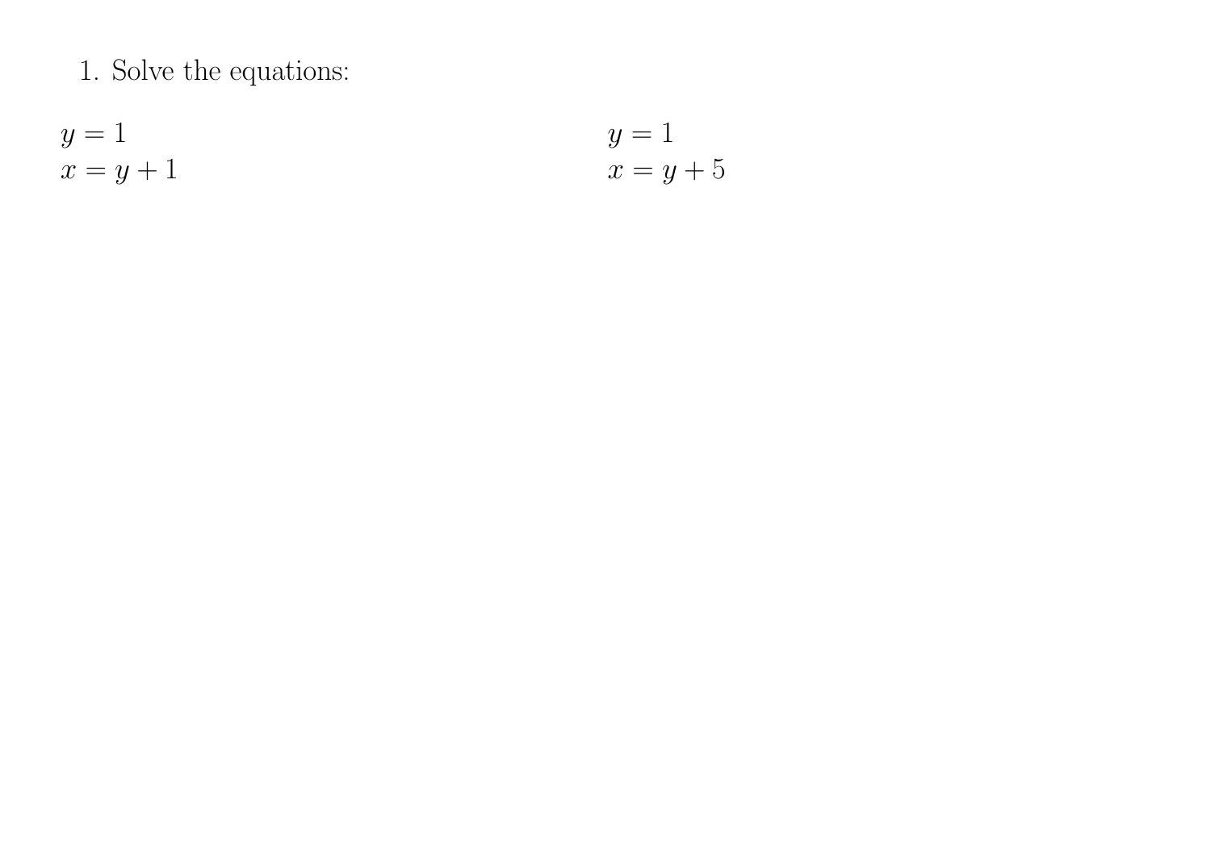1. Solve the equations:

$$y = 1$$
$$x = y + 1$$

$$y = 1$$
$$x = y + 5$$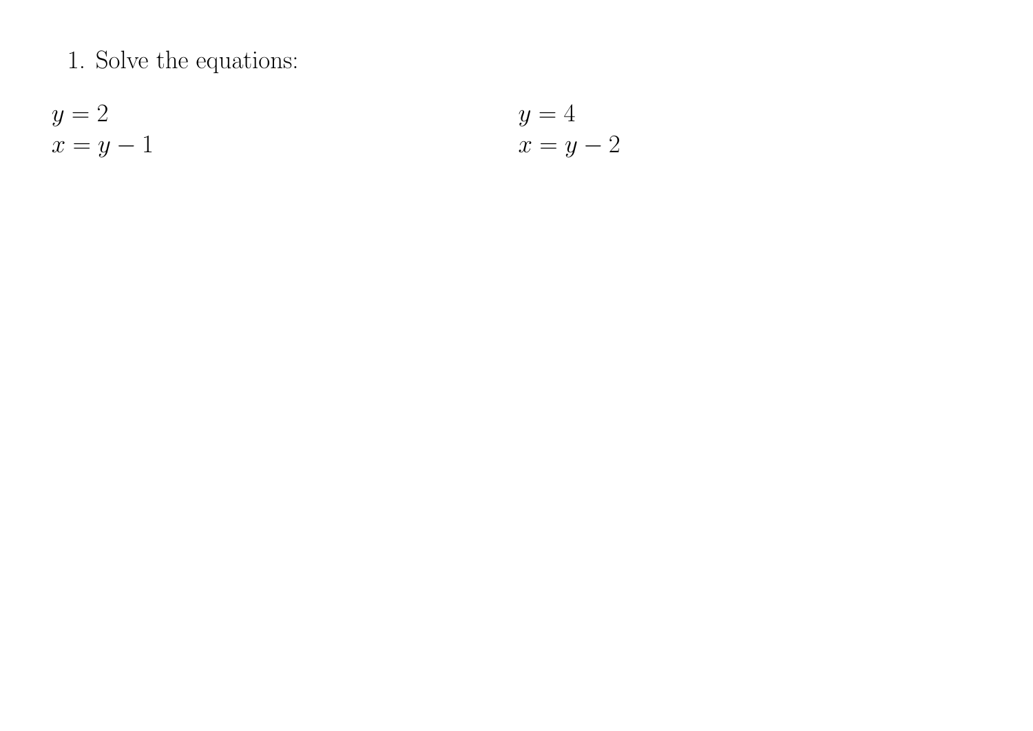1. Solve the equations:

$$y = 2$$
$$x = y - 1$$

$$y = 4$$
$$x = y - 2$$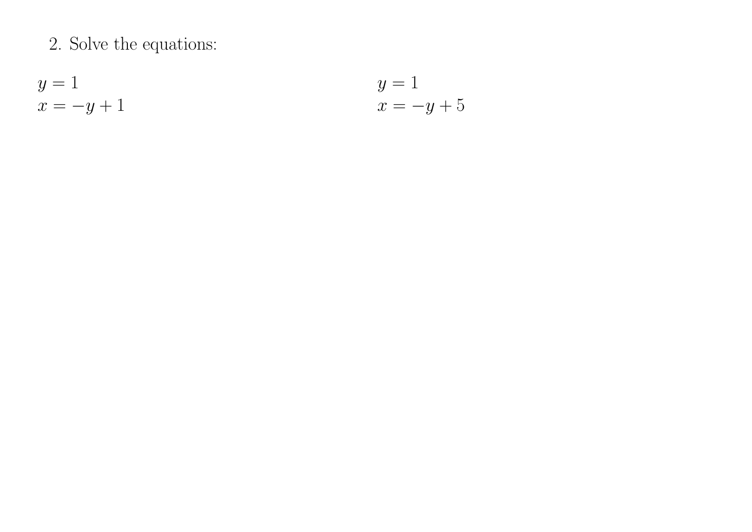2. Solve the equations:

$$y = 1$$
$$x = -y + 1$$

$$y = 1$$
$$x = -y + 5$$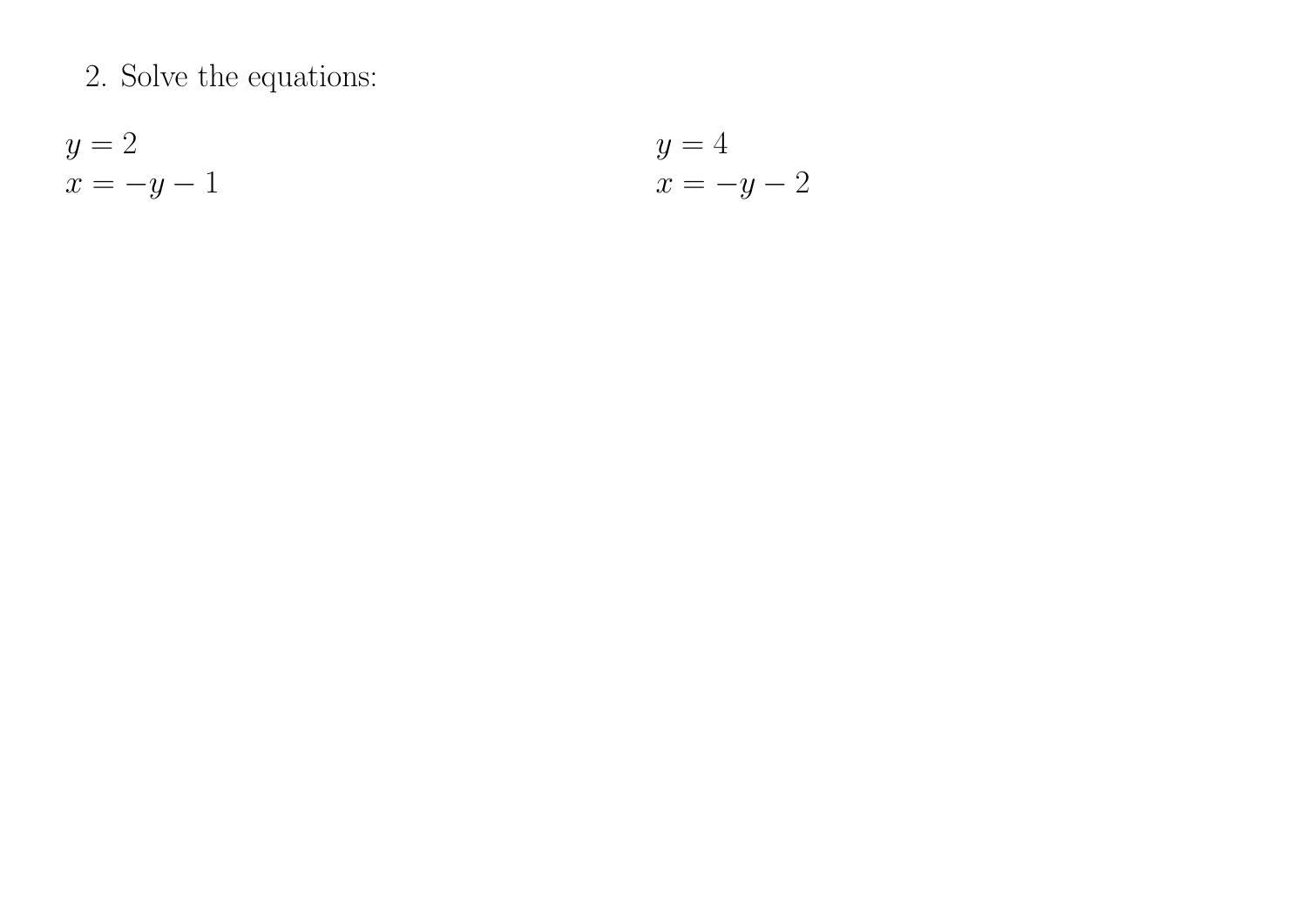2. Solve the equations:

$$y = 2$$
$$x = -y - 1$$

$$y = 4$$
$$x = -y - 2$$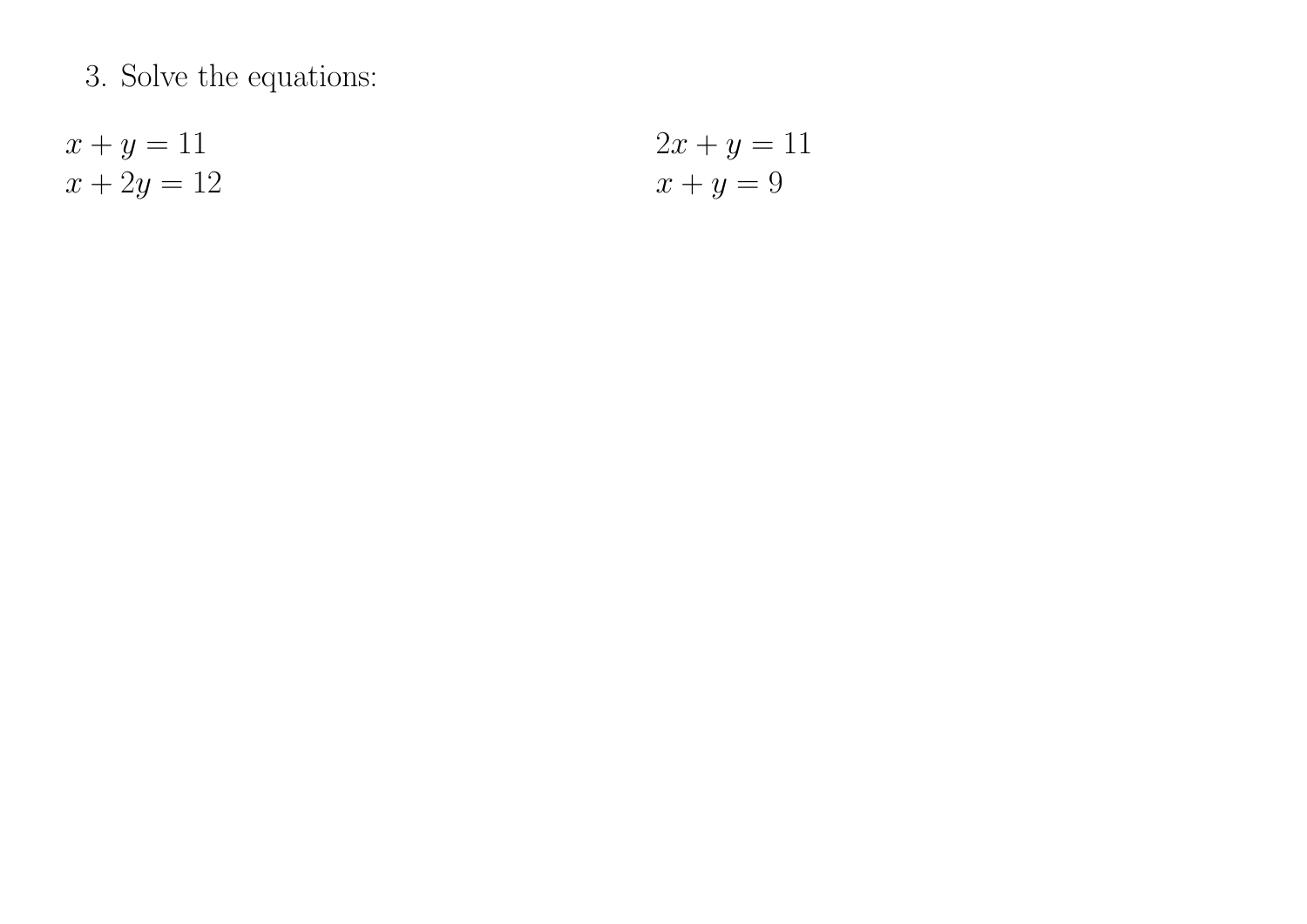3. Solve the equations:

$$
\begin{aligned}
x + y &= 11 \\
x + 2y &= 12
\end{aligned}
$$

$$
\begin{aligned}
2x + y &= 11 \\
x + y &= 9
\end{aligned}
$$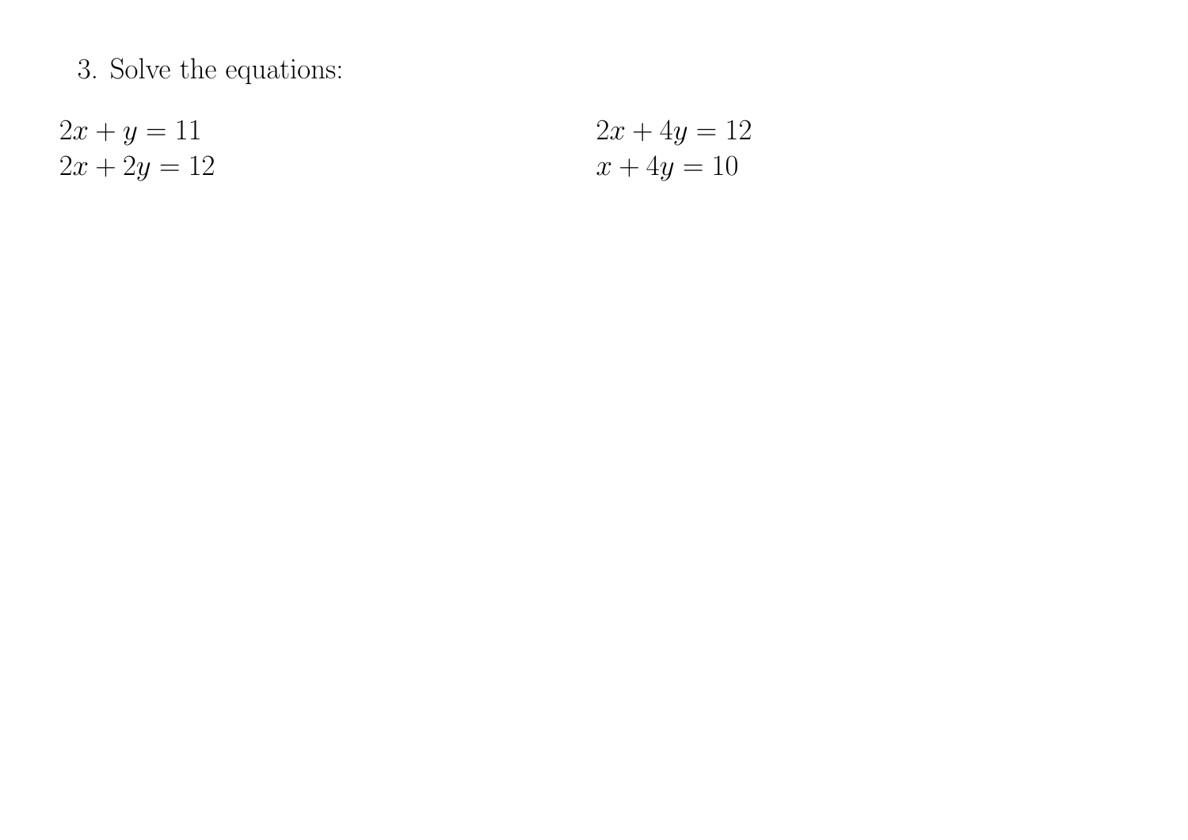3. Solve the equations:

$$2x + y = 11$$
$$2x + 2y = 12$$

$$2x + 4y = 12$$
$$x + 4y = 10$$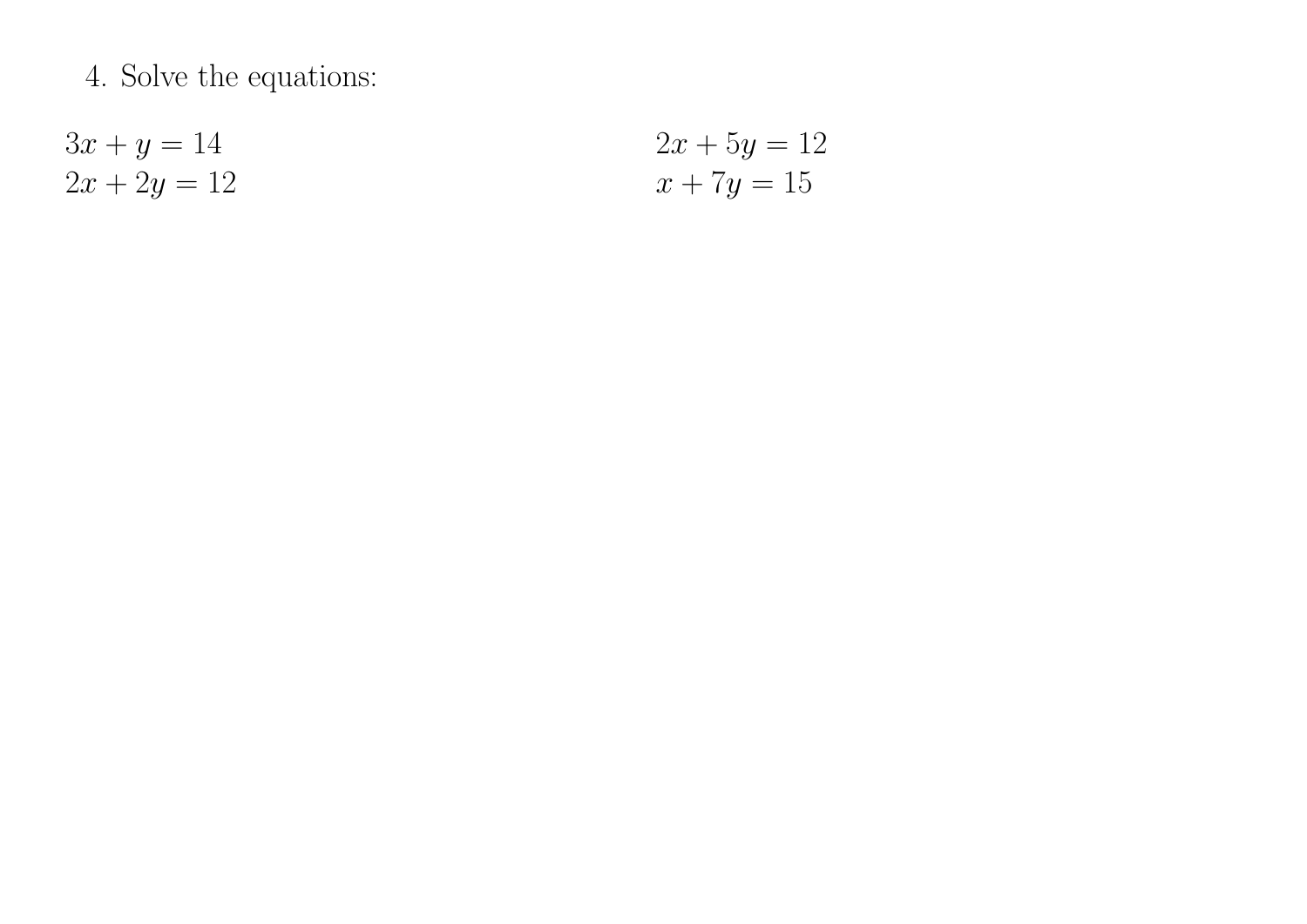4. Solve the equations:

$$3x + y = 14$$
$$2x + 2y = 12$$

$$2x + 5y = 12$$
$$x + 7y = 15$$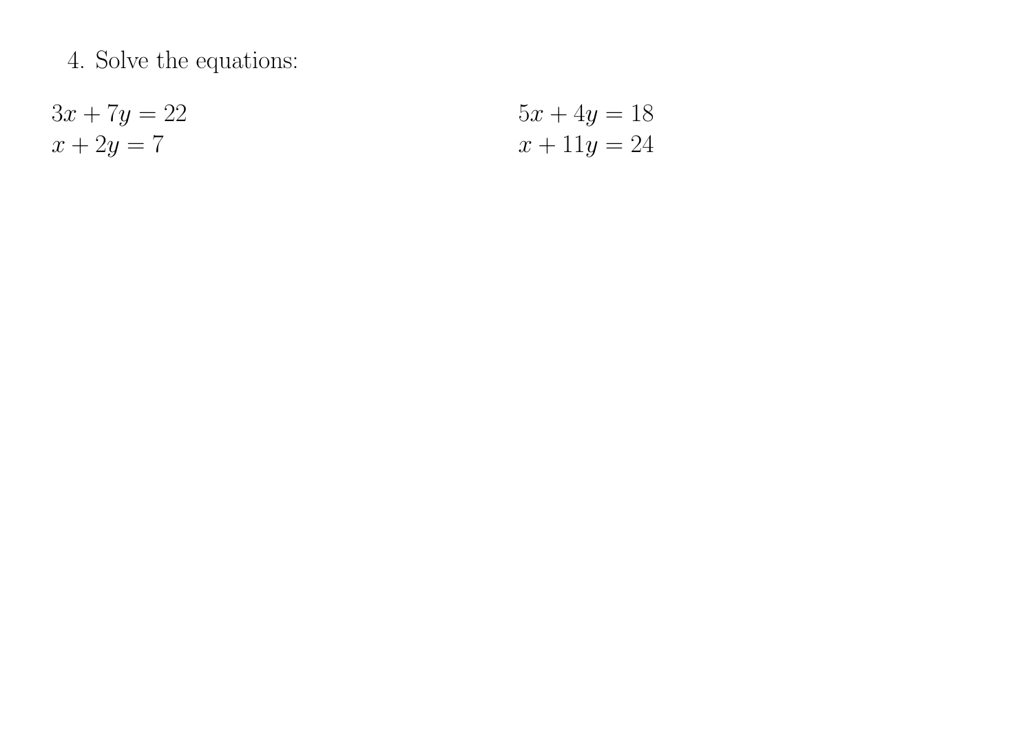4. Solve the equations:

$$
\begin{aligned}
3x + 7y &= 22 \\
x + 2y &= 7
\end{aligned}
$$

$$
\begin{aligned}
5x + 4y &= 18 \\
x + 11y &= 24
\end{aligned}
$$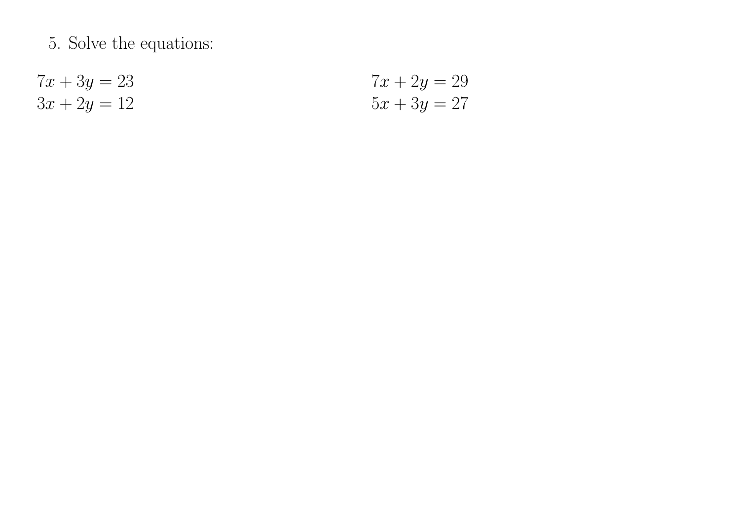5. Solve the equations:

$$
\begin{aligned}
7x + 3y &= 23 \\
3x + 2y &= 12
\end{aligned}
$$

$$
\begin{aligned}
7x + 2y &= 29 \\
5x + 3y &= 27
\end{aligned}
$$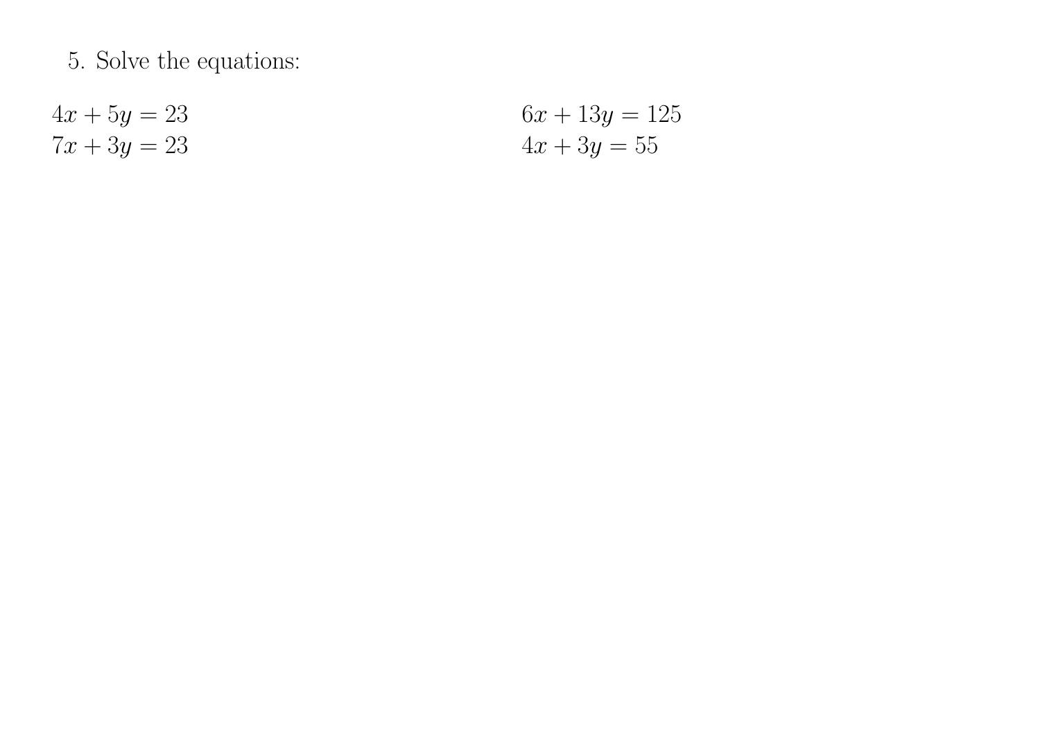5. Solve the equations:

$$4x + 5y = 23$$
$$7x + 3y = 23$$

$$6x + 13y = 125$$
$$4x + 3y = 55$$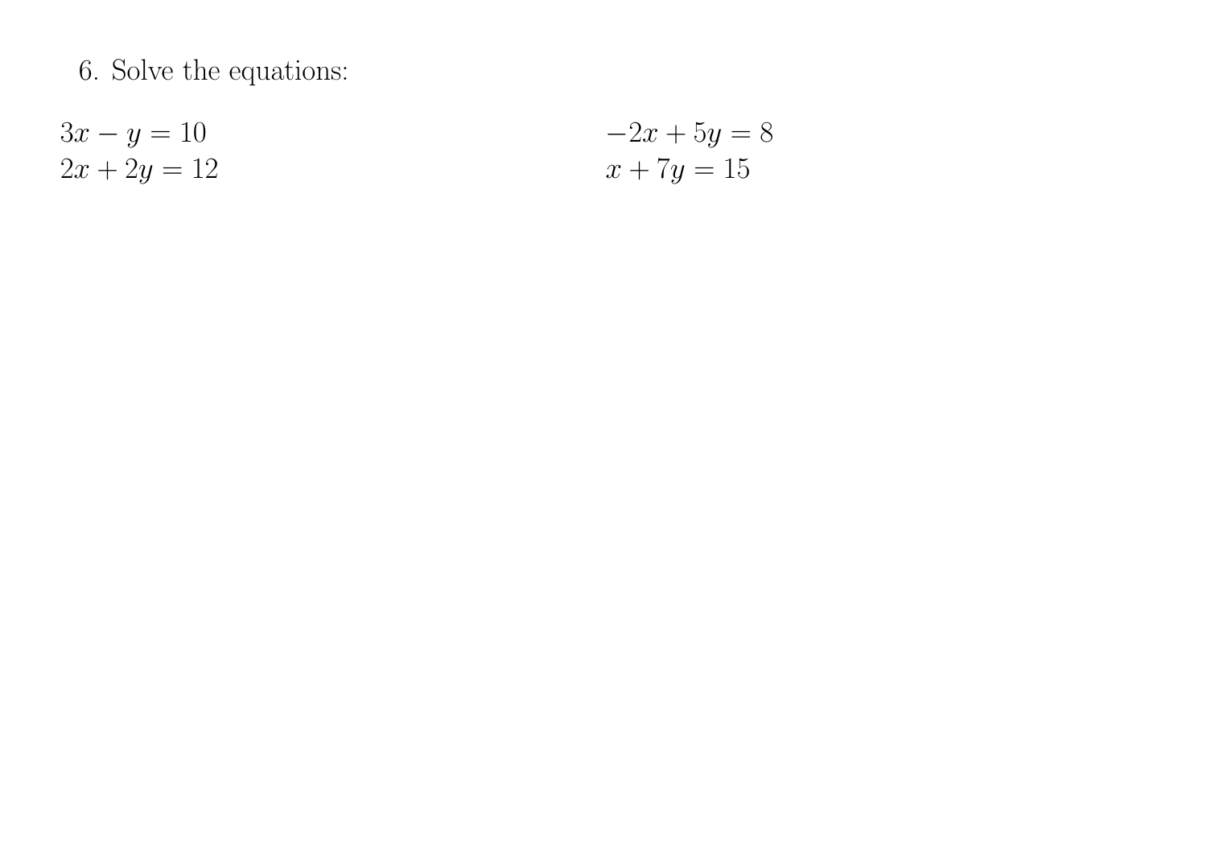6. Solve the equations:

$$
\begin{aligned}
3x - y &= 10 \\
2x + 2y &= 12
\end{aligned}
$$

$$
\begin{aligned}
-2x + 5y &= 8 \\
x + 7y &= 15
\end{aligned}
$$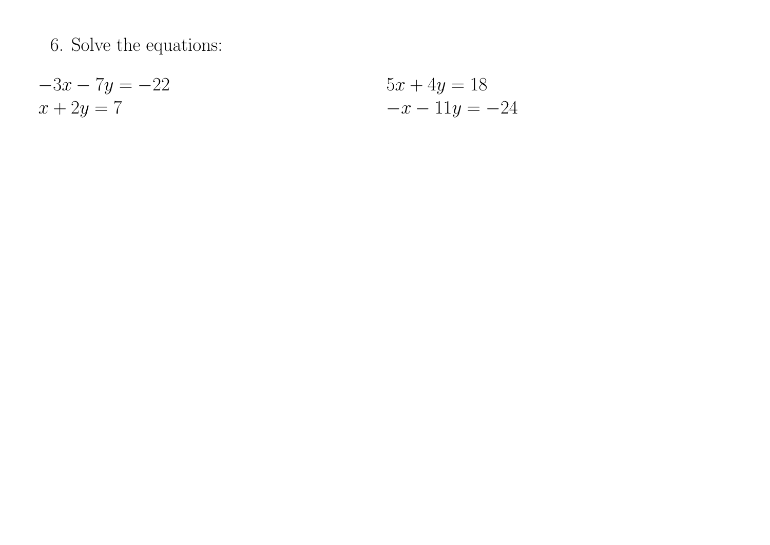6. Solve the equations:

$$-3x - 7y = -22$$
$$x + 2y = 7$$

$$5x + 4y = 18$$
$$-x - 11y = -24$$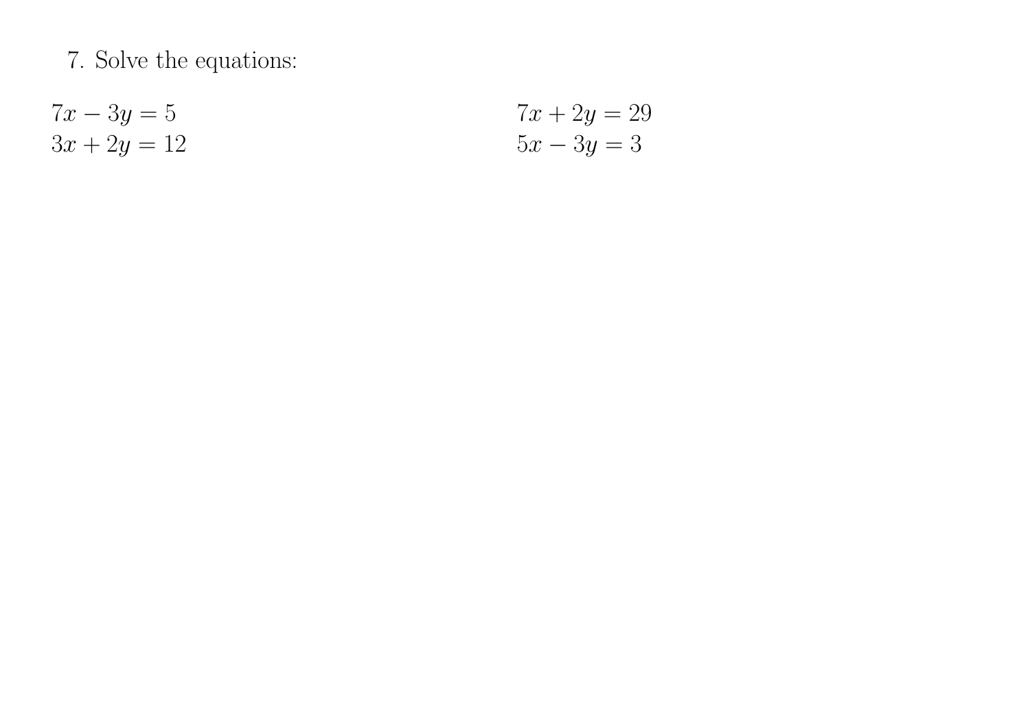7. Solve the equations:

$$7x - 3y = 5$$
$$3x + 2y = 12$$

$$7x + 2y = 29$$
$$5x - 3y = 3$$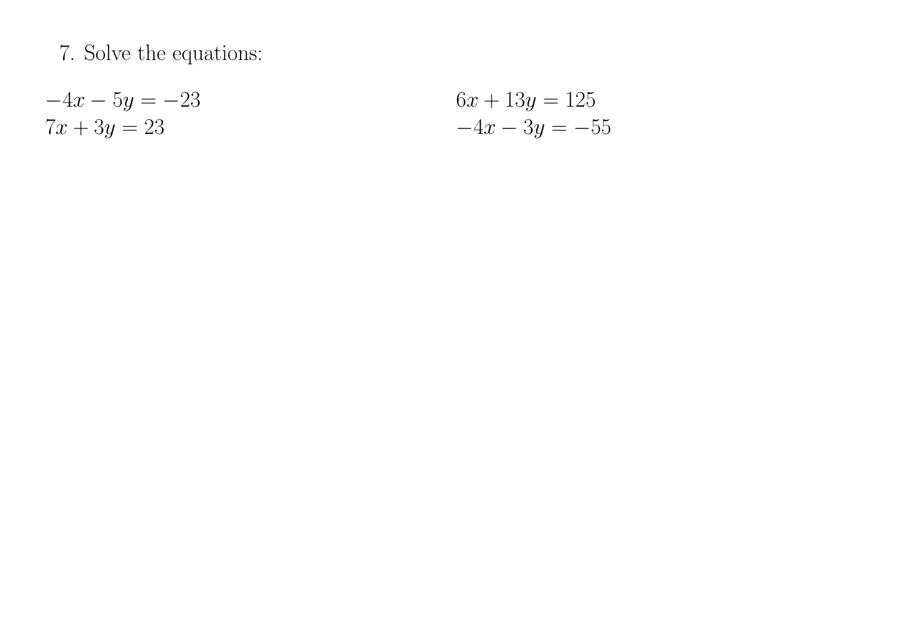7. Solve the equations:

$$-4x - 5y = -23$$
$$7x + 3y = 23$$

$$6x + 13y = 125$$
$$-4x - 3y = -55$$